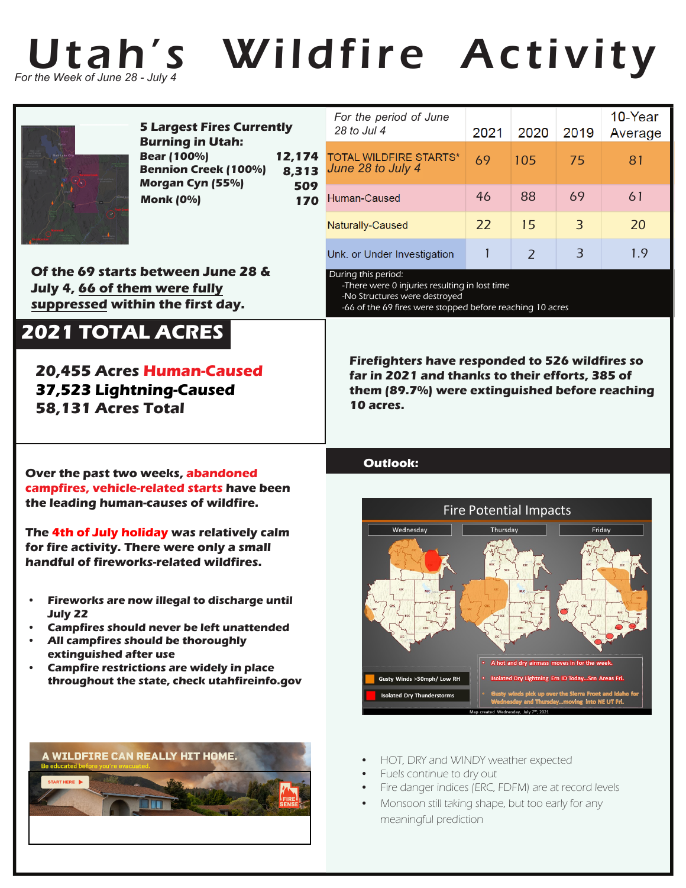# Utah's Wildfire Activity

*For the Week of June 28 - July 4*

**5 Largest Fires Currently Burning in Utah:**

| | |
|---|---|
| **Bear (100%)** | **12,174** |
| **Bennion Creek (100%)** | **8,313** |
| **Morgan Cyn (55%)** | **509** |
| **Monk (0%)** | **170** |

**Of the 69 starts between June 28 & July 4, 66 of them were fully suppressed within the first day.**

| *For the period of June 28 to Jul 4* | 2021 | 2020 | 2019 | 10-Year Average |
|---|---|---|---|---|
| TOTAL WILDFIRE STARTS* *June 28 to July 4* | 69 | 105 | 75 | 81 |
| Human-Caused | 46 | 88 | 69 | 61 |
| Naturally-Caused | 22 | 15 | 3 | 20 |
| Unk. or Under Investigation | 1 | 2 | 3 | 1.9 |

During this period:
- There were 0 injuries resulting in lost time
- No Structures were destroyed
- 66 of the 69 fires were stopped before reaching 10 acres

## 2021 TOTAL ACRES

**20,455 Acres Human-Caused**
**37,523 Lightning-Caused**
**58,131 Acres Total**

**Firefighters have responded to 526 wildfires so far in 2021 and thanks to their efforts, 385 of them (89.7%) were extinguished before reaching 10 acres.**

**Over the past two weeks, abandoned campfires, vehicle-related starts have been the leading human-causes of wildfire.**

**The 4th of July holiday was relatively calm for fire activity. There were only a small handful of fireworks-related wildfires.**

- **Fireworks are now illegal to discharge until July 22**
- **Campfires should never be left unattended**
- **All campfires should be thoroughly extinguished after use**
- **Campfire restrictions are widely in place throughout the state, check utahfireinfo.gov**

A WILDFIRE CAN REALLY HIT HOME.
Be educated before you're evacuated.
START HERE

## Outlook:

Fire Potential Impacts

Wednesday | Thursday | Friday

- Gusty Winds >30mph/ Low RH
- Isolated Dry Thunderstorms

- A hot and dry airmass moves in for the week.
- Isolated Dry Lightning Ern ID Today...Srn Areas Fri.
- Gusty winds pick up over the Sierra Front and Idaho for Wednesday and Thursday...moving into NE UT Fri.

Map created Wednesday, July 7th, 2021

- HOT, DRY and WINDY weather expected
- Fuels continue to dry out
- Fire danger indices (ERC, FDFM) are at record levels
- Monsoon still taking shape, but too early for any meaningful prediction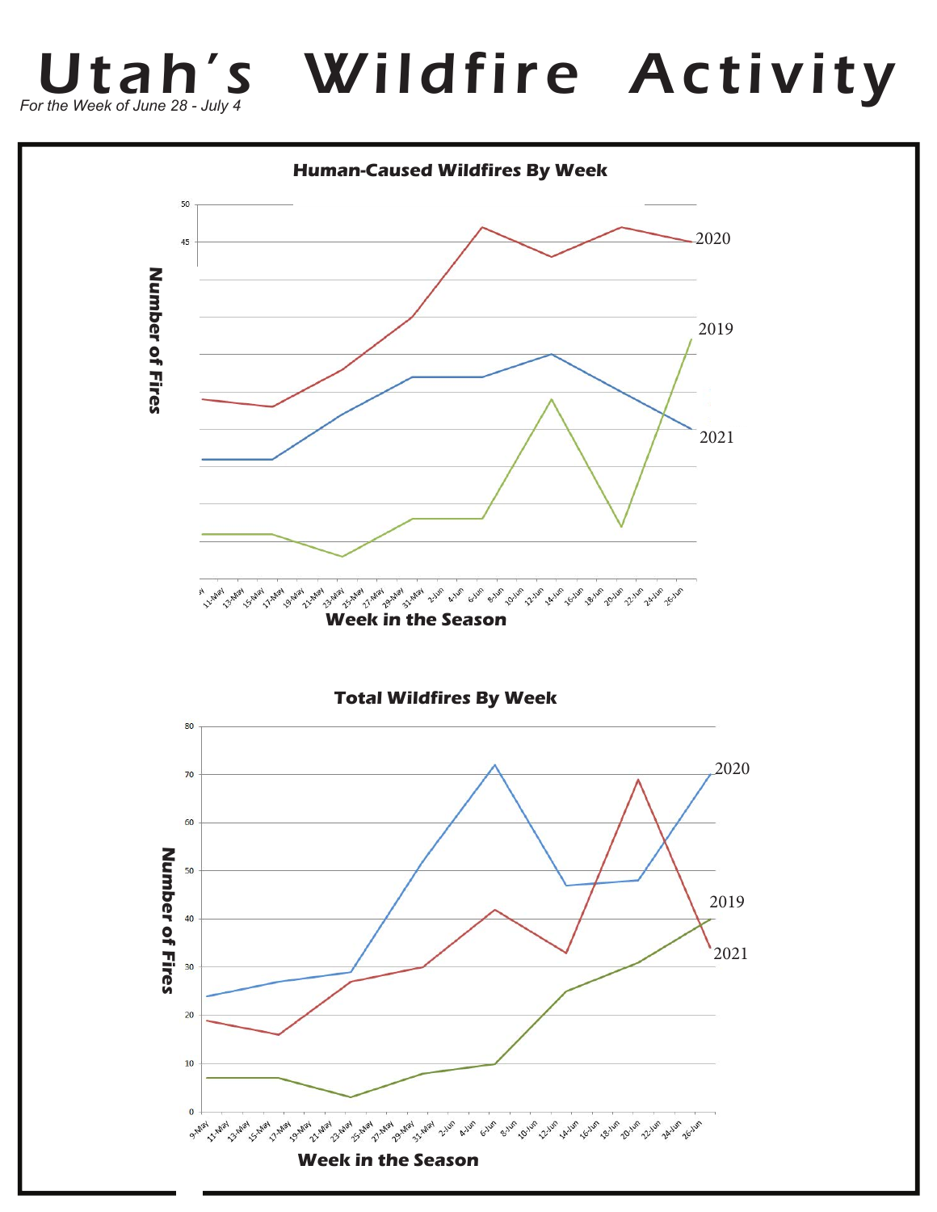# Utah's Wildfire Activity

*For the Week of June 28 - July 4*

**Human-Caused Wildfires By Week**

50
45

Number of Fires

2020
2019
2021

y, 11-May, 13-May, 15-May, 17-May, 19-May, 21-May, 23-May, 25-May, 27-May, 29-May, 31-May, 2-Jun, 4-Jun, 6-Jun, 8-Jun, 10-Jun, 12-Jun, 14-Jun, 16-Jun, 18-Jun, 20-Jun, 22-Jun, 24-Jun, 26-Jun

Week in the Season

**Total Wildfires By Week**

80
70
60
50
40
30
20
10
0

Number of Fires

2020
2019
2021

9-May, 11-May, 13-May, 15-May, 17-May, 19-May, 21-May, 23-May, 25-May, 27-May, 29-May, 31-May, 2-Jun, 4-Jun, 6-Jun, 8-Jun, 10-Jun, 12-Jun, 14-Jun, 16-Jun, 18-Jun, 20-Jun, 22-Jun, 24-Jun, 26-Jun

Week in the Season